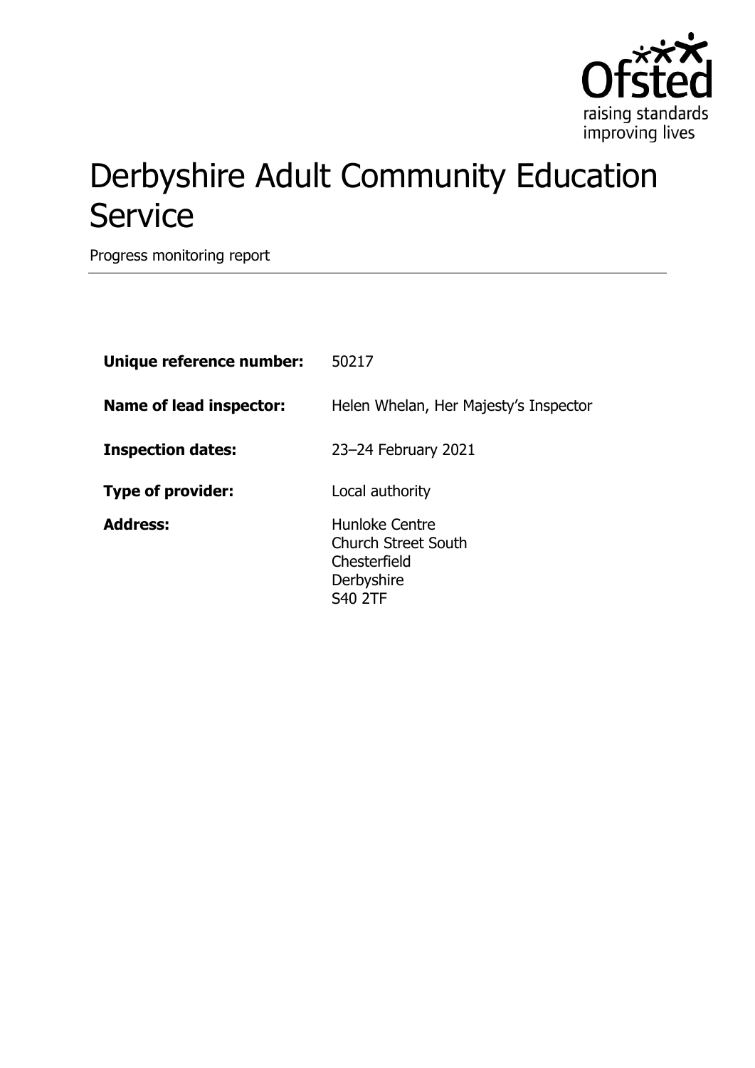# Derbyshire Adult Community Education Service

Progress monitoring report

| | |
|---|---|
| **Unique reference number:** | 50217 |
| **Name of lead inspector:** | Helen Whelan, Her Majesty's Inspector |
| **Inspection dates:** | 23–24 February 2021 |
| **Type of provider:** | Local authority |
| **Address:** | Hunloke Centre<br>Church Street South<br>Chesterfield<br>Derbyshire<br>S40 2TF |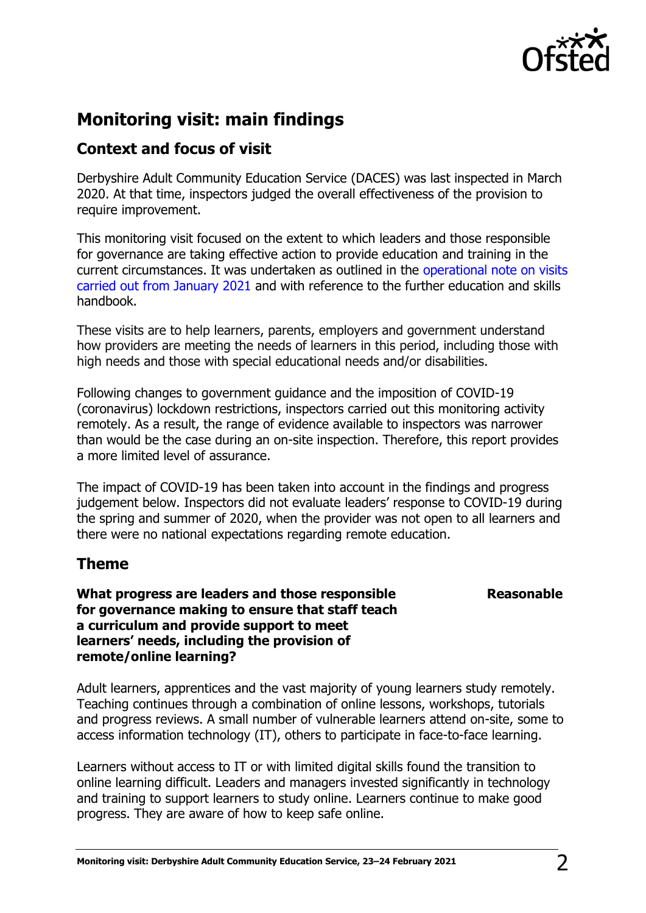## Monitoring visit: main findings

### Context and focus of visit

Derbyshire Adult Community Education Service (DACES) was last inspected in March 2020. At that time, inspectors judged the overall effectiveness of the provision to require improvement.

This monitoring visit focused on the extent to which leaders and those responsible for governance are taking effective action to provide education and training in the current circumstances. It was undertaken as outlined in the operational note on visits carried out from January 2021 and with reference to the further education and skills handbook.

These visits are to help learners, parents, employers and government understand how providers are meeting the needs of learners in this period, including those with high needs and those with special educational needs and/or disabilities.

Following changes to government guidance and the imposition of COVID-19 (coronavirus) lockdown restrictions, inspectors carried out this monitoring activity remotely. As a result, the range of evidence available to inspectors was narrower than would be the case during an on-site inspection. Therefore, this report provides a more limited level of assurance.

The impact of COVID-19 has been taken into account in the findings and progress judgement below. Inspectors did not evaluate leaders' response to COVID-19 during the spring and summer of 2020, when the provider was not open to all learners and there were no national expectations regarding remote education.

### Theme

**What progress are leaders and those responsible for governance making to ensure that staff teach a curriculum and provide support to meet learners' needs, including the provision of remote/online learning?** — **Reasonable**

Adult learners, apprentices and the vast majority of young learners study remotely. Teaching continues through a combination of online lessons, workshops, tutorials and progress reviews. A small number of vulnerable learners attend on-site, some to access information technology (IT), others to participate in face-to-face learning.

Learners without access to IT or with limited digital skills found the transition to online learning difficult. Leaders and managers invested significantly in technology and training to support learners to study online. Learners continue to make good progress. They are aware of how to keep safe online.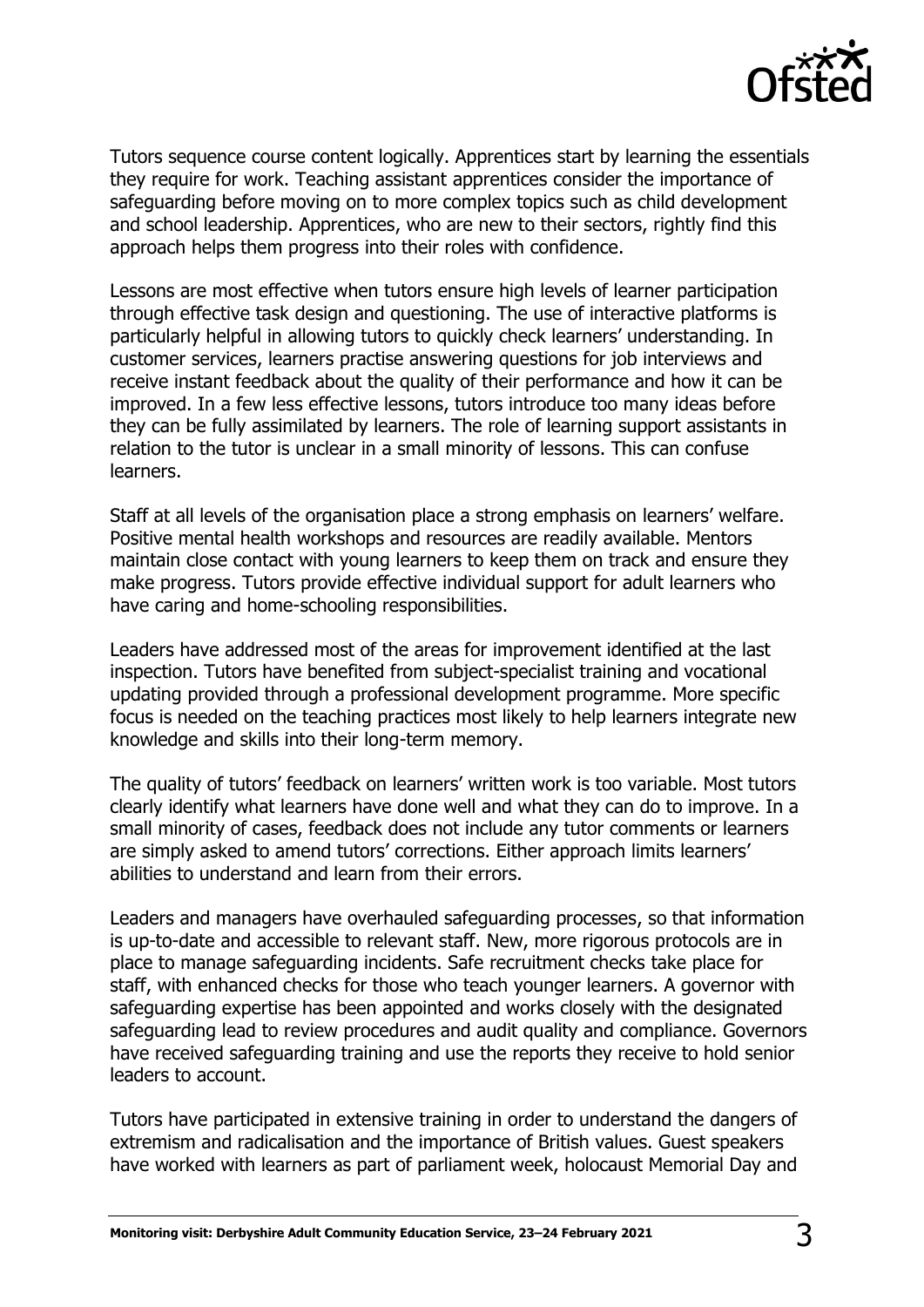Tutors sequence course content logically. Apprentices start by learning the essentials they require for work. Teaching assistant apprentices consider the importance of safeguarding before moving on to more complex topics such as child development and school leadership. Apprentices, who are new to their sectors, rightly find this approach helps them progress into their roles with confidence.

Lessons are most effective when tutors ensure high levels of learner participation through effective task design and questioning. The use of interactive platforms is particularly helpful in allowing tutors to quickly check learners' understanding. In customer services, learners practise answering questions for job interviews and receive instant feedback about the quality of their performance and how it can be improved. In a few less effective lessons, tutors introduce too many ideas before they can be fully assimilated by learners. The role of learning support assistants in relation to the tutor is unclear in a small minority of lessons. This can confuse learners.

Staff at all levels of the organisation place a strong emphasis on learners' welfare. Positive mental health workshops and resources are readily available. Mentors maintain close contact with young learners to keep them on track and ensure they make progress. Tutors provide effective individual support for adult learners who have caring and home-schooling responsibilities.

Leaders have addressed most of the areas for improvement identified at the last inspection. Tutors have benefited from subject-specialist training and vocational updating provided through a professional development programme. More specific focus is needed on the teaching practices most likely to help learners integrate new knowledge and skills into their long-term memory.

The quality of tutors' feedback on learners' written work is too variable. Most tutors clearly identify what learners have done well and what they can do to improve. In a small minority of cases, feedback does not include any tutor comments or learners are simply asked to amend tutors' corrections. Either approach limits learners' abilities to understand and learn from their errors.

Leaders and managers have overhauled safeguarding processes, so that information is up-to-date and accessible to relevant staff. New, more rigorous protocols are in place to manage safeguarding incidents. Safe recruitment checks take place for staff, with enhanced checks for those who teach younger learners. A governor with safeguarding expertise has been appointed and works closely with the designated safeguarding lead to review procedures and audit quality and compliance. Governors have received safeguarding training and use the reports they receive to hold senior leaders to account.

Tutors have participated in extensive training in order to understand the dangers of extremism and radicalisation and the importance of British values. Guest speakers have worked with learners as part of parliament week, holocaust Memorial Day and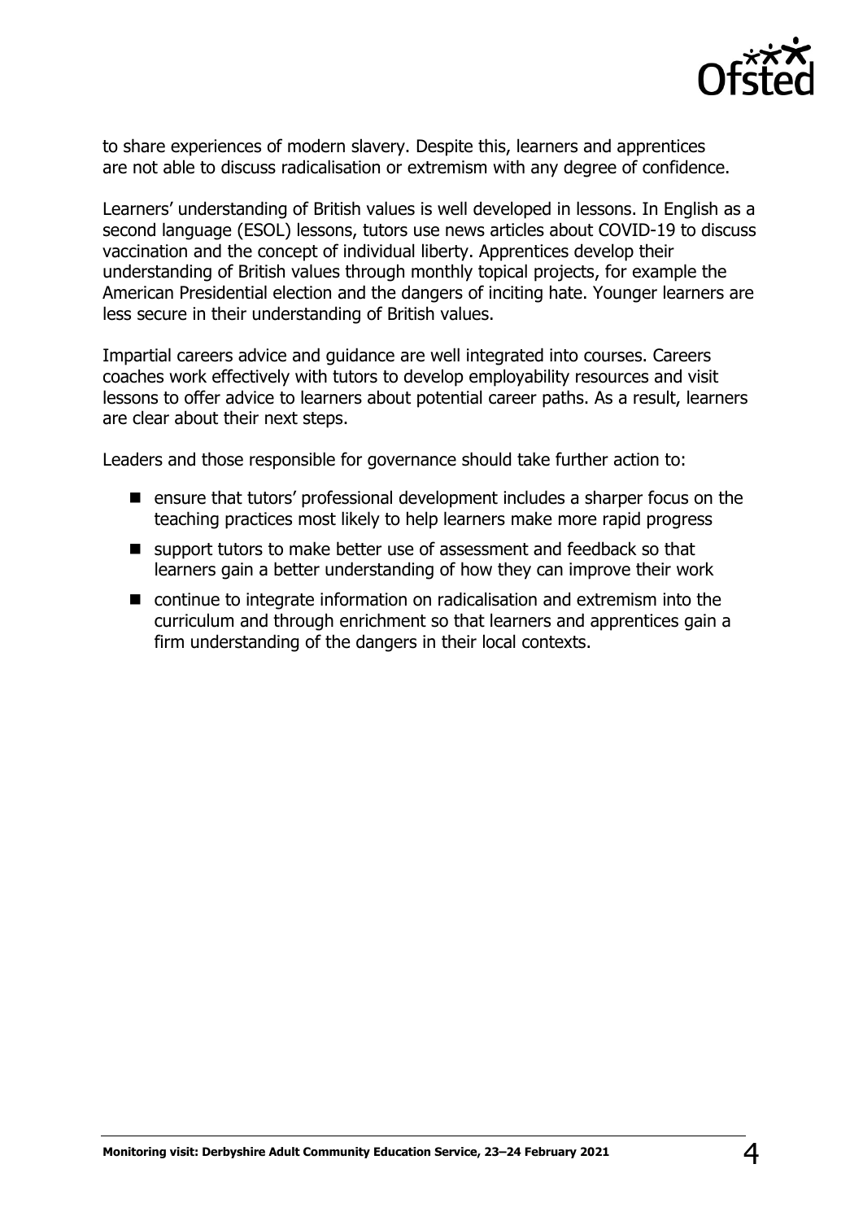to share experiences of modern slavery. Despite this, learners and apprentices are not able to discuss radicalisation or extremism with any degree of confidence.

Learners' understanding of British values is well developed in lessons. In English as a second language (ESOL) lessons, tutors use news articles about COVID-19 to discuss vaccination and the concept of individual liberty. Apprentices develop their understanding of British values through monthly topical projects, for example the American Presidential election and the dangers of inciting hate. Younger learners are less secure in their understanding of British values.

Impartial careers advice and guidance are well integrated into courses. Careers coaches work effectively with tutors to develop employability resources and visit lessons to offer advice to learners about potential career paths. As a result, learners are clear about their next steps.

Leaders and those responsible for governance should take further action to:

- ensure that tutors' professional development includes a sharper focus on the teaching practices most likely to help learners make more rapid progress
- support tutors to make better use of assessment and feedback so that learners gain a better understanding of how they can improve their work
- continue to integrate information on radicalisation and extremism into the curriculum and through enrichment so that learners and apprentices gain a firm understanding of the dangers in their local contexts.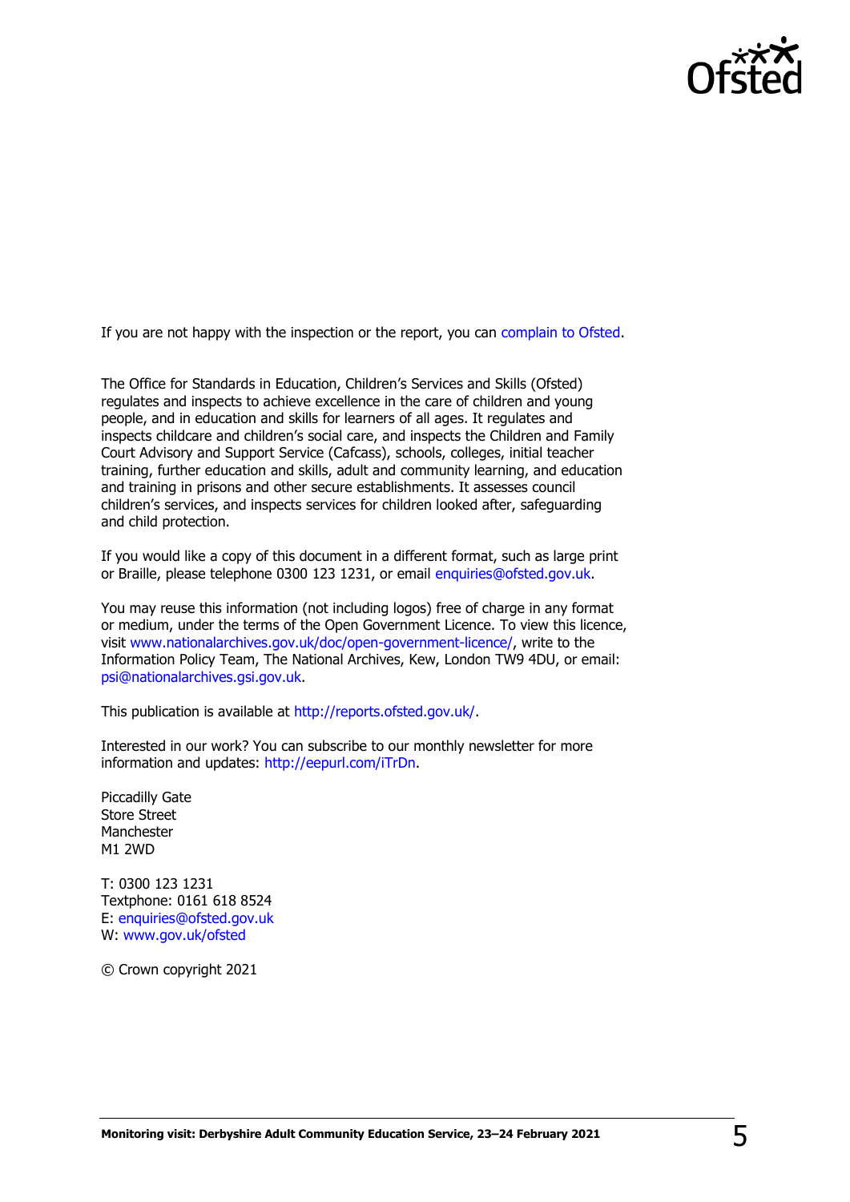If you are not happy with the inspection or the report, you can complain to Ofsted.

The Office for Standards in Education, Children's Services and Skills (Ofsted) regulates and inspects to achieve excellence in the care of children and young people, and in education and skills for learners of all ages. It regulates and inspects childcare and children's social care, and inspects the Children and Family Court Advisory and Support Service (Cafcass), schools, colleges, initial teacher training, further education and skills, adult and community learning, and education and training in prisons and other secure establishments. It assesses council children's services, and inspects services for children looked after, safeguarding and child protection.

If you would like a copy of this document in a different format, such as large print or Braille, please telephone 0300 123 1231, or email enquiries@ofsted.gov.uk.

You may reuse this information (not including logos) free of charge in any format or medium, under the terms of the Open Government Licence. To view this licence, visit www.nationalarchives.gov.uk/doc/open-government-licence/, write to the Information Policy Team, The National Archives, Kew, London TW9 4DU, or email: psi@nationalarchives.gsi.gov.uk.

This publication is available at http://reports.ofsted.gov.uk/.

Interested in our work? You can subscribe to our monthly newsletter for more information and updates: http://eepurl.com/iTrDn.

Piccadilly Gate
Store Street
Manchester
M1 2WD

T: 0300 123 1231
Textphone: 0161 618 8524
E: enquiries@ofsted.gov.uk
W: www.gov.uk/ofsted

© Crown copyright 2021